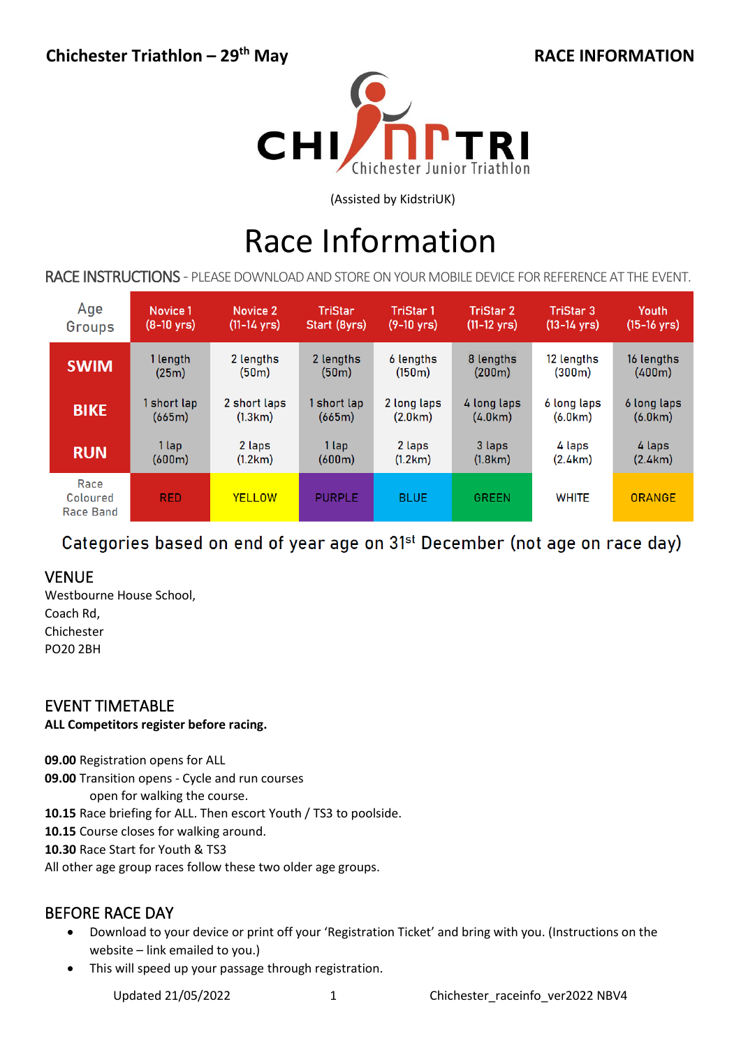Chichester Triathlon – 29th May

RACE INFORMATION

CHI JNR TRI Chichester Junior Triathlon

(Assisted by KidstriUK)

# Race Information

RACE INSTRUCTIONS - PLEASE DOWNLOAD AND STORE ON YOUR MOBILE DEVICE FOR REFERENCE AT THE EVENT.

| Age Groups | Novice 1 (8-10 yrs) | Novice 2 (11-14 yrs) | TriStar Start (8yrs) | TriStar 1 (9-10 yrs) | TriStar 2 (11-12 yrs) | TriStar 3 (13-14 yrs) | Youth (15-16 yrs) |
|---|---|---|---|---|---|---|---|
| SWIM | 1 length (25m) | 2 lengths (50m) | 2 lengths (50m) | 6 lengths (150m) | 8 lengths (200m) | 12 lengths (300m) | 16 lengths (400m) |
| BIKE | 1 short lap (665m) | 2 short laps (1.3km) | 1 short lap (665m) | 2 long laps (2.0km) | 4 long laps (4.0km) | 6 long laps (6.0km) | 6 long laps (6.0km) |
| RUN | 1 lap (600m) | 2 laps (1.2km) | 1 lap (600m) | 2 laps (1.2km) | 3 laps (1.8km) | 4 laps (2.4km) | 4 laps (2.4km) |
| Race Coloured Race Band | RED | YELLOW | PURPLE | BLUE | GREEN | WHITE | ORANGE |

Categories based on end of year age on 31st December (not age on race day)

## VENUE

Westbourne House School,  
Coach Rd,  
Chichester  
PO20 2BH

## EVENT TIMETABLE

**ALL Competitors register before racing.**

**09.00** Registration opens for ALL  
**09.00** Transition opens - Cycle and run courses open for walking the course.  
**10.15** Race briefing for ALL. Then escort Youth / TS3 to poolside.  
**10.15** Course closes for walking around.  
**10.30** Race Start for Youth & TS3  
All other age group races follow these two older age groups.

## BEFORE RACE DAY

- Download to your device or print off your 'Registration Ticket' and bring with you. (Instructions on the website – link emailed to you.)
- This will speed up your passage through registration.

Updated 21/05/2022 Chichester_raceinfo_ver2022 NBV4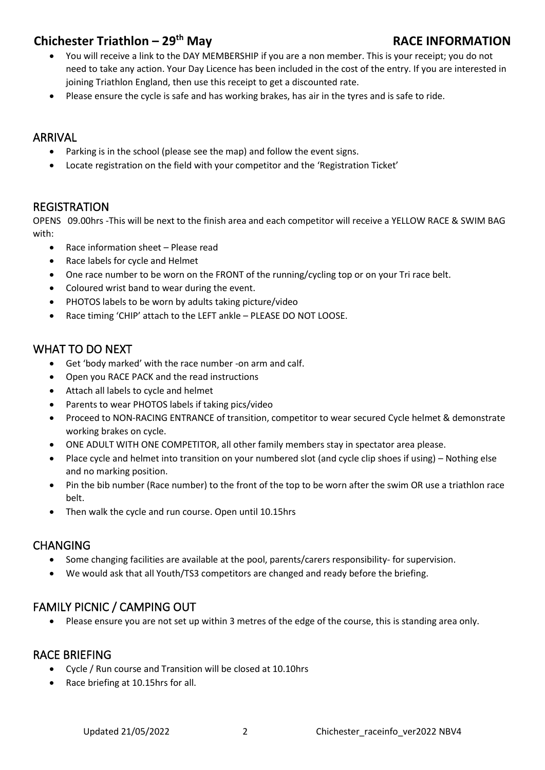- You will receive a link to the DAY MEMBERSHIP if you are a non member. This is your receipt; you do not need to take any action. Your Day Licence has been included in the cost of the entry. If you are interested in joining Triathlon England, then use this receipt to get a discounted rate.
- Please ensure the cycle is safe and has working brakes, has air in the tyres and is safe to ride.

## ARRIVAL

- Parking is in the school (please see the map) and follow the event signs.
- Locate registration on the field with your competitor and the 'Registration Ticket'

## REGISTRATION

OPENS 09.00hrs -This will be next to the finish area and each competitor will receive a YELLOW RACE & SWIM BAG with:

- Race information sheet – Please read
- Race labels for cycle and Helmet
- One race number to be worn on the FRONT of the running/cycling top or on your Tri race belt.
- Coloured wrist band to wear during the event.
- PHOTOS labels to be worn by adults taking picture/video
- Race timing 'CHIP' attach to the LEFT ankle – PLEASE DO NOT LOOSE.

## WHAT TO DO NEXT

- Get 'body marked' with the race number -on arm and calf.
- Open you RACE PACK and the read instructions
- Attach all labels to cycle and helmet
- Parents to wear PHOTOS labels if taking pics/video
- Proceed to NON-RACING ENTRANCE of transition, competitor to wear secured Cycle helmet & demonstrate working brakes on cycle.
- ONE ADULT WITH ONE COMPETITOR, all other family members stay in spectator area please.
- Place cycle and helmet into transition on your numbered slot (and cycle clip shoes if using) – Nothing else and no marking position.
- Pin the bib number (Race number) to the front of the top to be worn after the swim OR use a triathlon race belt.
- Then walk the cycle and run course. Open until 10.15hrs

## CHANGING

- Some changing facilities are available at the pool, parents/carers responsibility- for supervision.
- We would ask that all Youth/TS3 competitors are changed and ready before the briefing.

## FAMILY PICNIC / CAMPING OUT

- Please ensure you are not set up within 3 metres of the edge of the course, this is standing area only.

## RACE BRIEFING

- Cycle / Run course and Transition will be closed at 10.10hrs
- Race briefing at 10.15hrs for all.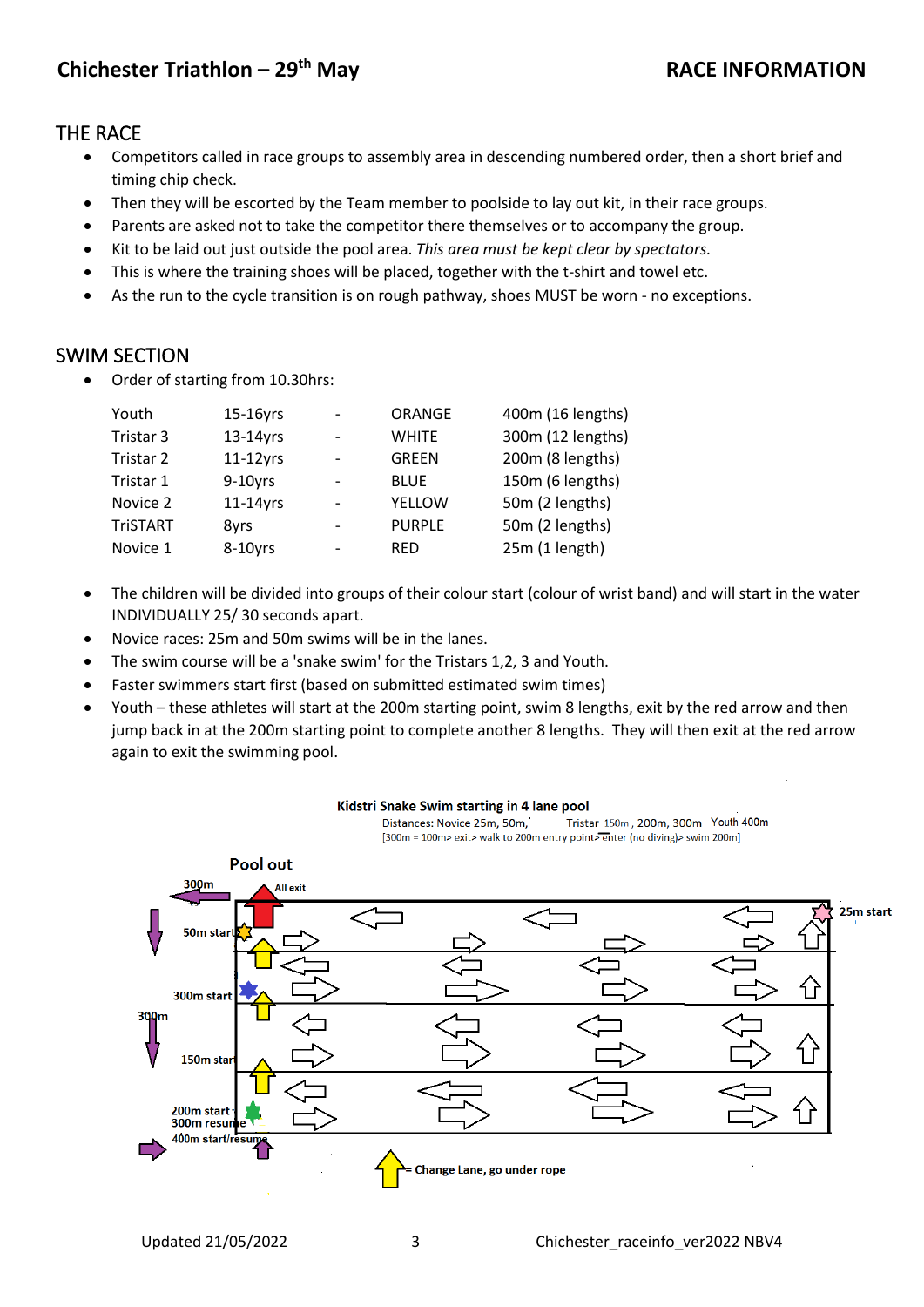## THE RACE

- Competitors called in race groups to assembly area in descending numbered order, then a short brief and timing chip check.
- Then they will be escorted by the Team member to poolside to lay out kit, in their race groups.
- Parents are asked not to take the competitor there themselves or to accompany the group.
- Kit to be laid out just outside the pool area. *This area must be kept clear by spectators.*
- This is where the training shoes will be placed, together with the t-shirt and towel etc.
- As the run to the cycle transition is on rough pathway, shoes MUST be worn - no exceptions.

## SWIM SECTION

- Order of starting from 10.30hrs:

| | | | | |
|---|---|---|---|---|
| Youth | 15-16yrs | - | ORANGE | 400m (16 lengths) |
| Tristar 3 | 13-14yrs | - | WHITE | 300m (12 lengths) |
| Tristar 2 | 11-12yrs | - | GREEN | 200m (8 lengths) |
| Tristar 1 | 9-10yrs | - | BLUE | 150m (6 lengths) |
| Novice 2 | 11-14yrs | - | YELLOW | 50m (2 lengths) |
| TriSTART | 8yrs | - | PURPLE | 50m (2 lengths) |
| Novice 1 | 8-10yrs | - | RED | 25m (1 length) |

- The children will be divided into groups of their colour start (colour of wrist band) and will start in the water INDIVIDUALLY 25/ 30 seconds apart.
- Novice races: 25m and 50m swims will be in the lanes.
- The swim course will be a 'snake swim' for the Tristars 1,2, 3 and Youth.
- Faster swimmers start first (based on submitted estimated swim times)
- Youth – these athletes will start at the 200m starting point, swim 8 lengths, exit by the red arrow and then jump back in at the 200m starting point to complete another 8 lengths. They will then exit at the red arrow again to exit the swimming pool.

**Kidstri Snake Swim starting in 4 lane pool**

Distances: Novice 25m, 50m, Tristar 150m, 200m, 300m Youth 400m

[300m = 100m> exit> walk to 200m entry point> enter (no diving)> swim 200m]

Pool out | All exit | 300m | 50m start | 300m start | 300m | 150m start | 200m start · 300m resume | 400m start/resume | 25m start

= Change Lane, go under rope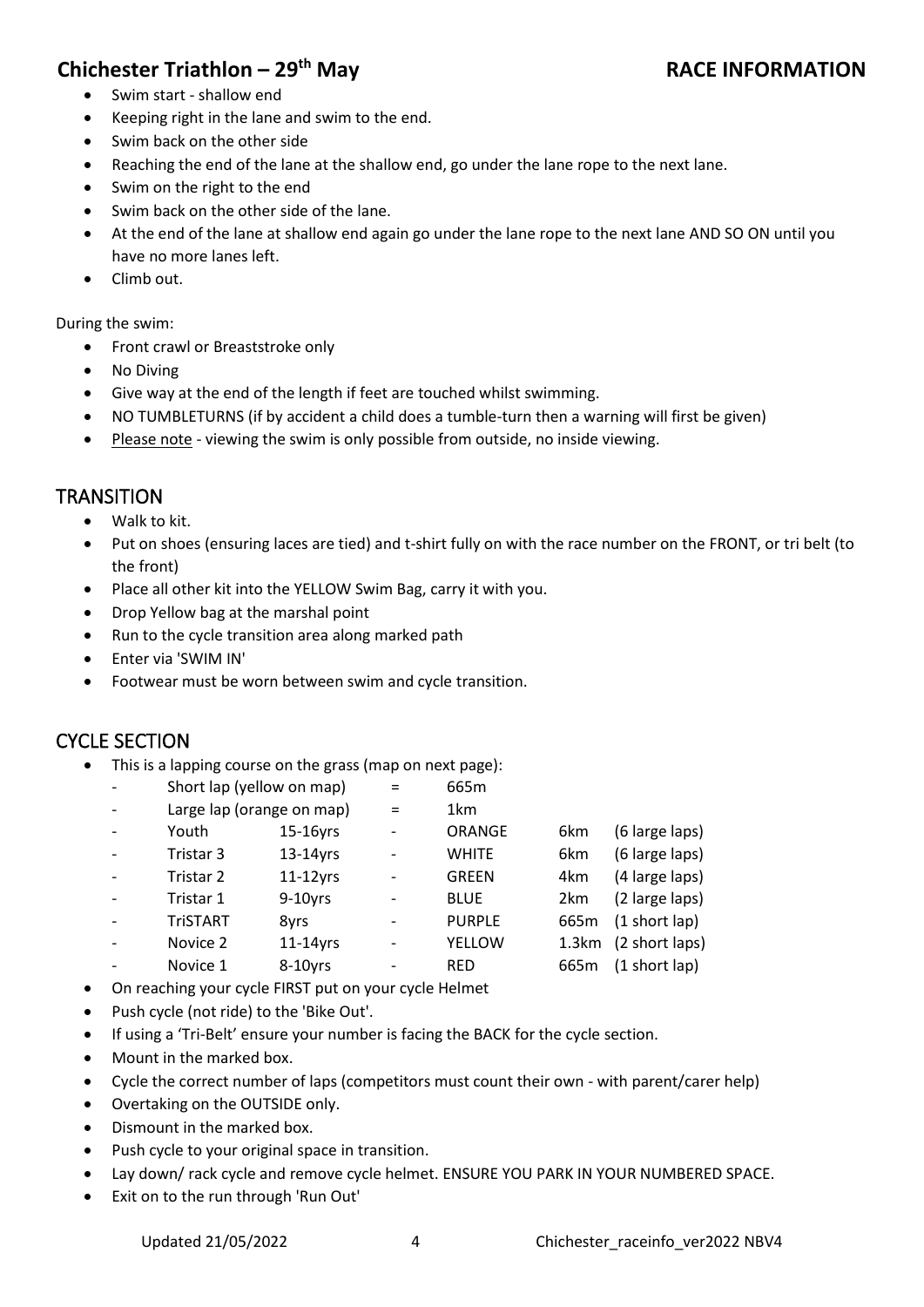# Chichester Triathlon – 29th May — RACE INFORMATION

- Swim start - shallow end
- Keeping right in the lane and swim to the end.
- Swim back on the other side
- Reaching the end of the lane at the shallow end, go under the lane rope to the next lane.
- Swim on the right to the end
- Swim back on the other side of the lane.
- At the end of the lane at shallow end again go under the lane rope to the next lane AND SO ON until you have no more lanes left.
- Climb out.

During the swim:

- Front crawl or Breaststroke only
- No Diving
- Give way at the end of the length if feet are touched whilst swimming.
- NO TUMBLETURNS (if by accident a child does a tumble-turn then a warning will first be given)
- Please note - viewing the swim is only possible from outside, no inside viewing.

## TRANSITION

- Walk to kit.
- Put on shoes (ensuring laces are tied) and t-shirt fully on with the race number on the FRONT, or tri belt (to the front)
- Place all other kit into the YELLOW Swim Bag, carry it with you.
- Drop Yellow bag at the marshal point
- Run to the cycle transition area along marked path
- Enter via 'SWIM IN'
- Footwear must be worn between swim and cycle transition.

## CYCLE SECTION

- This is a lapping course on the grass (map on next page):
  - Short lap (yellow on map) = 665m
  - Large lap (orange on map) = 1km
  - Youth 15-16yrs - ORANGE 6km (6 large laps)
  - Tristar 3 13-14yrs - WHITE 6km (6 large laps)
  - Tristar 2 11-12yrs - GREEN 4km (4 large laps)
  - Tristar 1 9-10yrs - BLUE 2km (2 large laps)
  - TriSTART 8yrs - PURPLE 665m (1 short lap)
  - Novice 2 11-14yrs - YELLOW 1.3km (2 short laps)
  - Novice 1 8-10yrs - RED 665m (1 short lap)
- On reaching your cycle FIRST put on your cycle Helmet
- Push cycle (not ride) to the 'Bike Out'.
- If using a 'Tri-Belt' ensure your number is facing the BACK for the cycle section.
- Mount in the marked box.
- Cycle the correct number of laps (competitors must count their own - with parent/carer help)
- Overtaking on the OUTSIDE only.
- Dismount in the marked box.
- Push cycle to your original space in transition.
- Lay down/ rack cycle and remove cycle helmet. ENSURE YOU PARK IN YOUR NUMBERED SPACE.
- Exit on to the run through 'Run Out'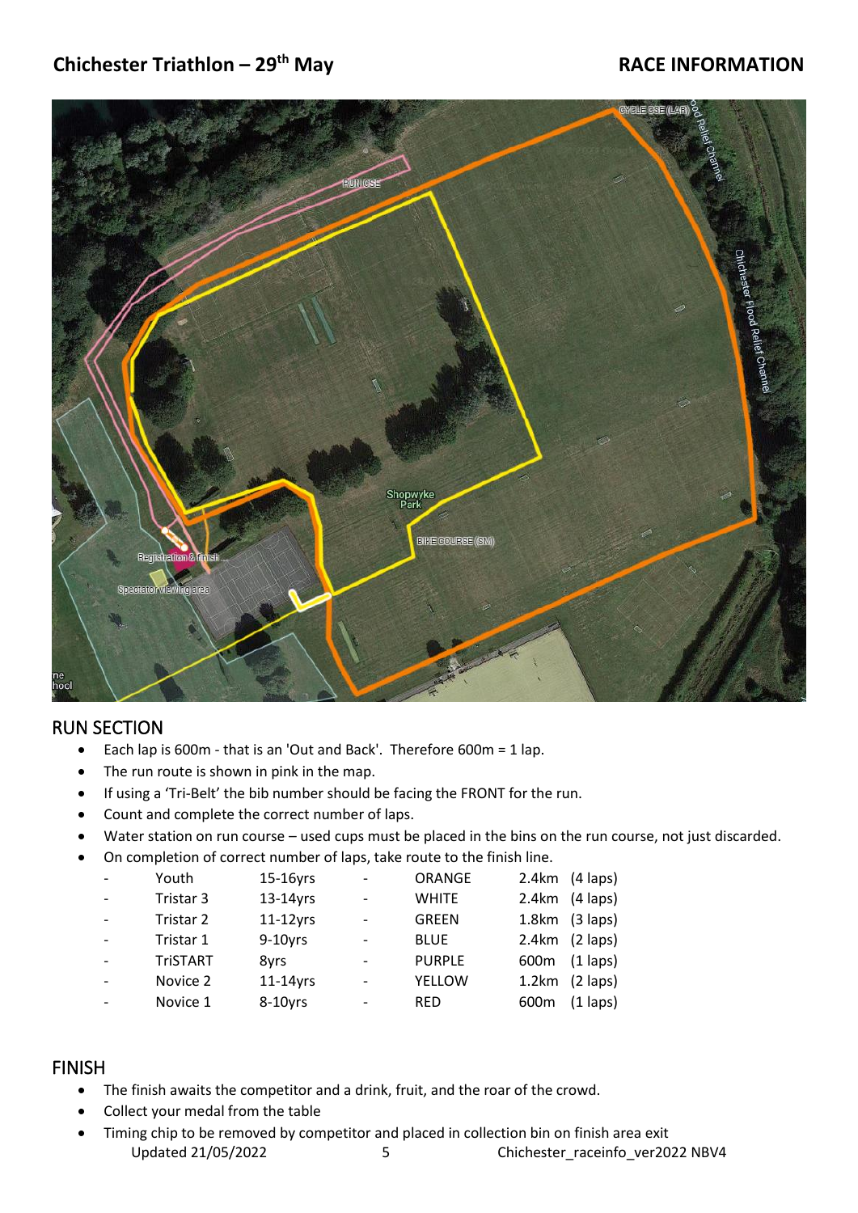## Chichester Triathlon – 29th May

**RACE INFORMATION**

## RUN SECTION

- Each lap is 600m - that is an 'Out and Back'. Therefore 600m = 1 lap.
- The run route is shown in pink in the map.
- If using a 'Tri-Belt' the bib number should be facing the FRONT for the run.
- Count and complete the correct number of laps.
- Water station on run course – used cups must be placed in the bins on the run course, not just discarded.
- On completion of correct number of laps, take route to the finish line.

| | Category | Age | | Colour | Distance | Laps |
|---|---|---|---|---|---|---|
| - | Youth | 15-16yrs | - | ORANGE | 2.4km | (4 laps) |
| - | Tristar 3 | 13-14yrs | - | WHITE | 2.4km | (4 laps) |
| - | Tristar 2 | 11-12yrs | - | GREEN | 1.8km | (3 laps) |
| - | Tristar 1 | 9-10yrs | - | BLUE | 2.4km | (2 laps) |
| - | TriSTART | 8yrs | - | PURPLE | 600m | (1 laps) |
| - | Novice 2 | 11-14yrs | - | YELLOW | 1.2km | (2 laps) |
| - | Novice 1 | 8-10yrs | - | RED | 600m | (1 laps) |

## FINISH

- The finish awaits the competitor and a drink, fruit, and the roar of the crowd.
- Collect your medal from the table
- Timing chip to be removed by competitor and placed in collection bin on finish area exit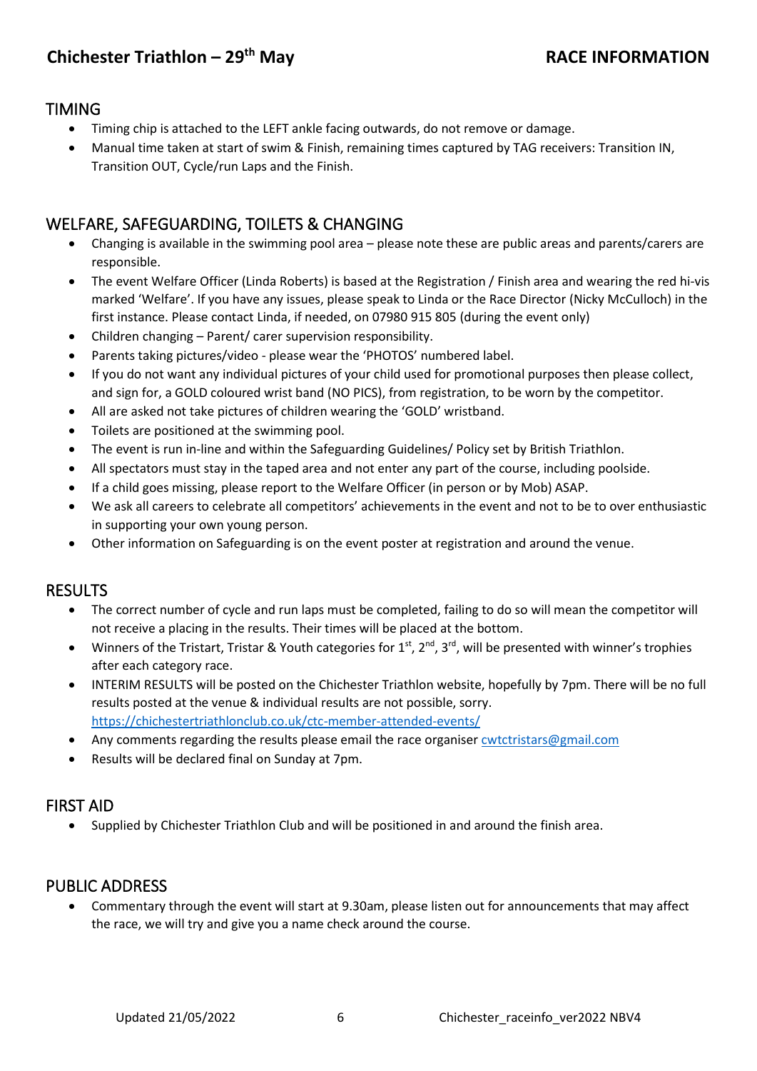## TIMING

- Timing chip is attached to the LEFT ankle facing outwards, do not remove or damage.
- Manual time taken at start of swim & Finish, remaining times captured by TAG receivers: Transition IN, Transition OUT, Cycle/run Laps and the Finish.

## WELFARE, SAFEGUARDING, TOILETS & CHANGING

- Changing is available in the swimming pool area – please note these are public areas and parents/carers are responsible.
- The event Welfare Officer (Linda Roberts) is based at the Registration / Finish area and wearing the red hi-vis marked 'Welfare'. If you have any issues, please speak to Linda or the Race Director (Nicky McCulloch) in the first instance. Please contact Linda, if needed, on 07980 915 805 (during the event only)
- Children changing – Parent/ carer supervision responsibility.
- Parents taking pictures/video - please wear the 'PHOTOS' numbered label.
- If you do not want any individual pictures of your child used for promotional purposes then please collect, and sign for, a GOLD coloured wrist band (NO PICS), from registration, to be worn by the competitor.
- All are asked not take pictures of children wearing the 'GOLD' wristband.
- Toilets are positioned at the swimming pool.
- The event is run in-line and within the Safeguarding Guidelines/ Policy set by British Triathlon.
- All spectators must stay in the taped area and not enter any part of the course, including poolside.
- If a child goes missing, please report to the Welfare Officer (in person or by Mob) ASAP.
- We ask all careers to celebrate all competitors' achievements in the event and not to be to over enthusiastic in supporting your own young person.
- Other information on Safeguarding is on the event poster at registration and around the venue.

## RESULTS

- The correct number of cycle and run laps must be completed, failing to do so will mean the competitor will not receive a placing in the results. Their times will be placed at the bottom.
- Winners of the Tristart, Tristar & Youth categories for 1st, 2nd, 3rd, will be presented with winner's trophies after each category race.
- INTERIM RESULTS will be posted on the Chichester Triathlon website, hopefully by 7pm. There will be no full results posted at the venue & individual results are not possible, sorry. https://chichestertriathlonclub.co.uk/ctc-member-attended-events/
- Any comments regarding the results please email the race organiser cwtctristars@gmail.com
- Results will be declared final on Sunday at 7pm.

## FIRST AID

- Supplied by Chichester Triathlon Club and will be positioned in and around the finish area.

## PUBLIC ADDRESS

- Commentary through the event will start at 9.30am, please listen out for announcements that may affect the race, we will try and give you a name check around the course.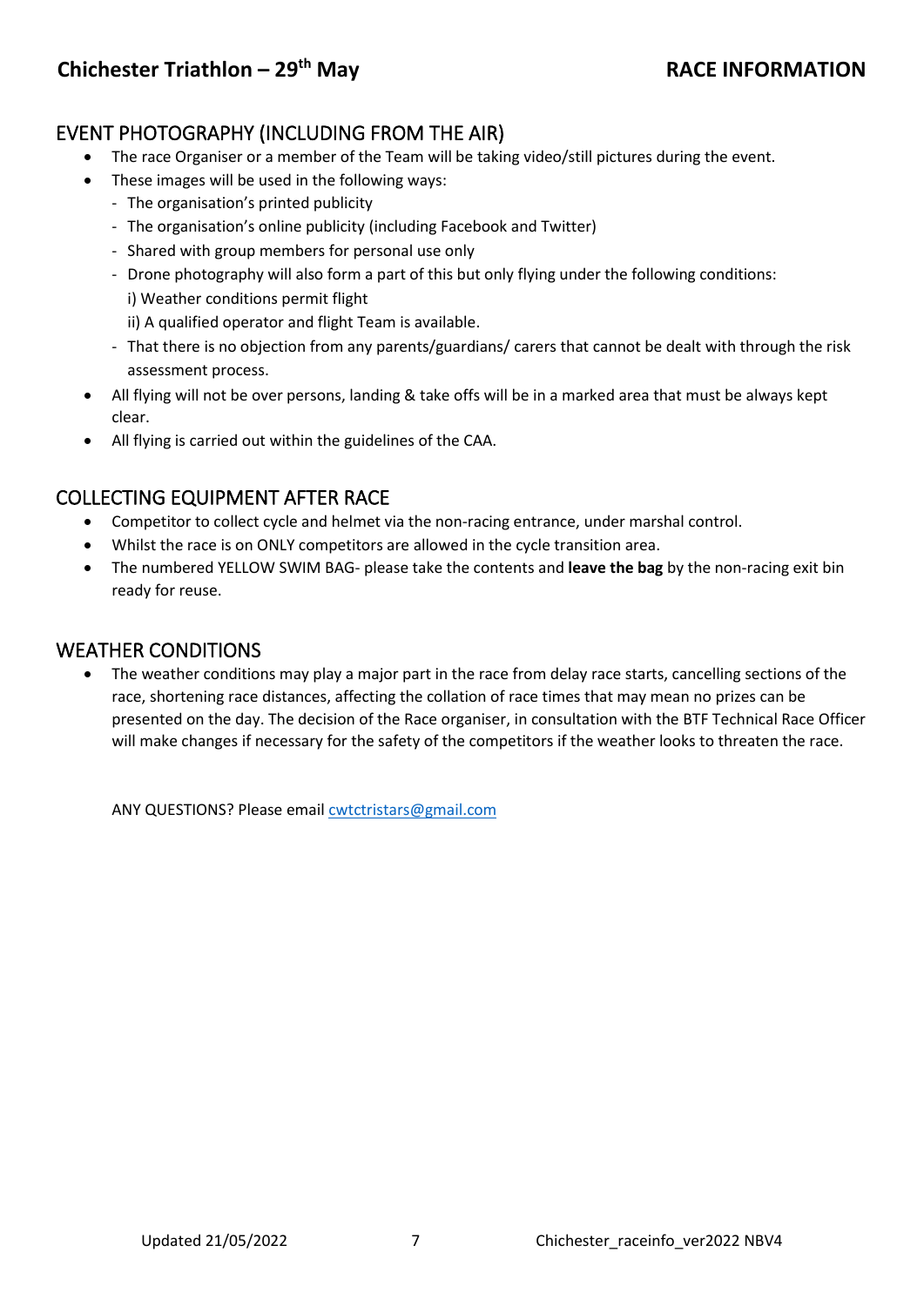## EVENT PHOTOGRAPHY (INCLUDING FROM THE AIR)

- The race Organiser or a member of the Team will be taking video/still pictures during the event.
- These images will be used in the following ways:
  - The organisation's printed publicity
  - The organisation's online publicity (including Facebook and Twitter)
  - Shared with group members for personal use only
  - Drone photography will also form a part of this but only flying under the following conditions:
    i) Weather conditions permit flight
    ii) A qualified operator and flight Team is available.
  - That there is no objection from any parents/guardians/ carers that cannot be dealt with through the risk assessment process.
- All flying will not be over persons, landing & take offs will be in a marked area that must be always kept clear.
- All flying is carried out within the guidelines of the CAA.

## COLLECTING EQUIPMENT AFTER RACE

- Competitor to collect cycle and helmet via the non-racing entrance, under marshal control.
- Whilst the race is on ONLY competitors are allowed in the cycle transition area.
- The numbered YELLOW SWIM BAG- please take the contents and **leave the bag** by the non-racing exit bin ready for reuse.

## WEATHER CONDITIONS

- The weather conditions may play a major part in the race from delay race starts, cancelling sections of the race, shortening race distances, affecting the collation of race times that may mean no prizes can be presented on the day. The decision of the Race organiser, in consultation with the BTF Technical Race Officer will make changes if necessary for the safety of the competitors if the weather looks to threaten the race.

ANY QUESTIONS? Please email cwtctristars@gmail.com